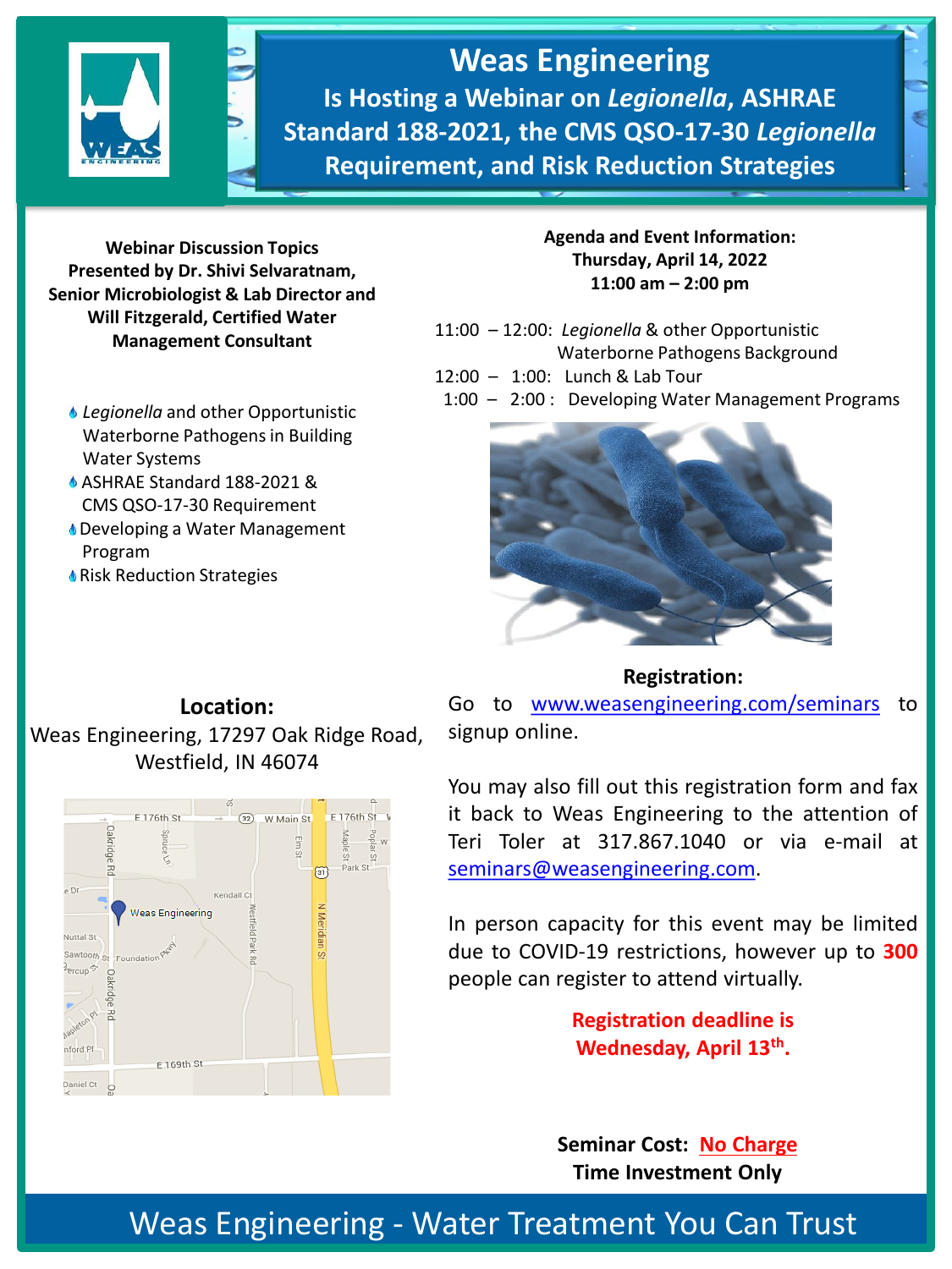# Weas Engineering

## Is Hosting a Webinar on *Legionella*, ASHRAE Standard 188-2021, the CMS QSO-17-30 *Legionella* Requirement, and Risk Reduction Strategies

**Webinar Discussion Topics Presented by Dr. Shivi Selvaratnam, Senior Microbiologist & Lab Director and Will Fitzgerald, Certified Water Management Consultant**

- *Legionella* and other Opportunistic Waterborne Pathogens in Building Water Systems
- ASHRAE Standard 188-2021 & CMS QSO-17-30 Requirement
- Developing a Water Management Program
- Risk Reduction Strategies

**Agenda and Event Information:**
**Thursday, April 14, 2022**
**11:00 am – 2:00 pm**

11:00 – 12:00: *Legionella* & other Opportunistic Waterborne Pathogens Background
12:00 – 1:00: Lunch & Lab Tour
1:00 – 2:00 : Developing Water Management Programs

## Location:

Weas Engineering, 17297 Oak Ridge Road, Westfield, IN 46074

## Registration:

Go to www.weasengineering.com/seminars to signup online.

You may also fill out this registration form and fax it back to Weas Engineering to the attention of Teri Toler at 317.867.1040 or via e-mail at seminars@weasengineering.com.

In person capacity for this event may be limited due to COVID-19 restrictions, however up to **300** people can register to attend virtually.

**Registration deadline is Wednesday, April 13th.**

**Seminar Cost: No Charge**
**Time Investment Only**

Weas Engineering - Water Treatment You Can Trust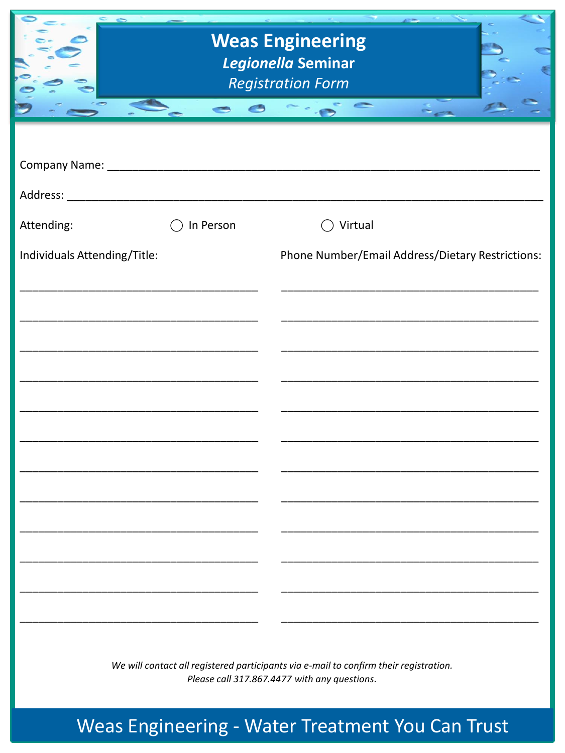# Weas Engineering

## *Legionella* Seminar

*Registration Form*

Company Name: ______________________________________________________________

Address: __________________________________________________________________

Attending: ◯ In Person ◯ Virtual

| Individuals Attending/Title: | Phone Number/Email Address/Dietary Restrictions: |
| --- | --- |
| ___________________________________ | _____________________________________ |
| ___________________________________ | _____________________________________ |
| ___________________________________ | _____________________________________ |
| ___________________________________ | _____________________________________ |
| ___________________________________ | _____________________________________ |
| ___________________________________ | _____________________________________ |
| ___________________________________ | _____________________________________ |
| ___________________________________ | _____________________________________ |
| ___________________________________ | _____________________________________ |
| ___________________________________ | _____________________________________ |
| ___________________________________ | _____________________________________ |
| ___________________________________ | _____________________________________ |

*We will contact all registered participants via e-mail to confirm their registration.*
*Please call 317.867.4477 with any questions.*

Weas Engineering - Water Treatment You Can Trust